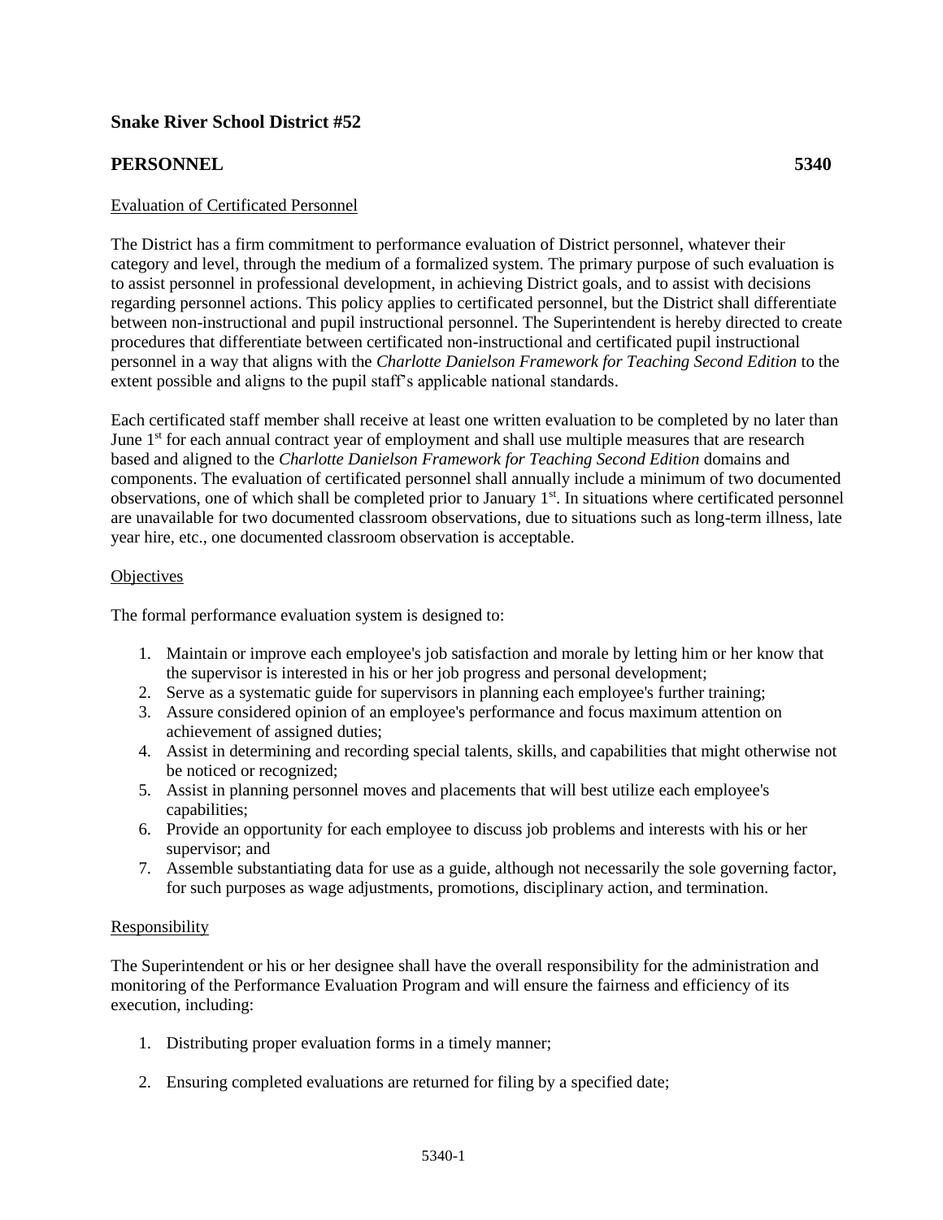## Snake River School District #52

## PERSONNEL 5340

Evaluation of Certificated Personnel

The District has a firm commitment to performance evaluation of District personnel, whatever their category and level, through the medium of a formalized system. The primary purpose of such evaluation is to assist personnel in professional development, in achieving District goals, and to assist with decisions regarding personnel actions. This policy applies to certificated personnel, but the District shall differentiate between non-instructional and pupil instructional personnel. The Superintendent is hereby directed to create procedures that differentiate between certificated non-instructional and certificated pupil instructional personnel in a way that aligns with the *Charlotte Danielson Framework for Teaching Second Edition* to the extent possible and aligns to the pupil staff's applicable national standards.

Each certificated staff member shall receive at least one written evaluation to be completed by no later than June 1st for each annual contract year of employment and shall use multiple measures that are research based and aligned to the *Charlotte Danielson Framework for Teaching Second Edition* domains and components. The evaluation of certificated personnel shall annually include a minimum of two documented observations, one of which shall be completed prior to January 1st. In situations where certificated personnel are unavailable for two documented classroom observations, due to situations such as long-term illness, late year hire, etc., one documented classroom observation is acceptable.

Objectives

The formal performance evaluation system is designed to:

1. Maintain or improve each employee's job satisfaction and morale by letting him or her know that the supervisor is interested in his or her job progress and personal development;
2. Serve as a systematic guide for supervisors in planning each employee's further training;
3. Assure considered opinion of an employee's performance and focus maximum attention on achievement of assigned duties;
4. Assist in determining and recording special talents, skills, and capabilities that might otherwise not be noticed or recognized;
5. Assist in planning personnel moves and placements that will best utilize each employee's capabilities;
6. Provide an opportunity for each employee to discuss job problems and interests with his or her supervisor; and
7. Assemble substantiating data for use as a guide, although not necessarily the sole governing factor, for such purposes as wage adjustments, promotions, disciplinary action, and termination.

Responsibility

The Superintendent or his or her designee shall have the overall responsibility for the administration and monitoring of the Performance Evaluation Program and will ensure the fairness and efficiency of its execution, including:

1. Distributing proper evaluation forms in a timely manner;
2. Ensuring completed evaluations are returned for filing by a specified date;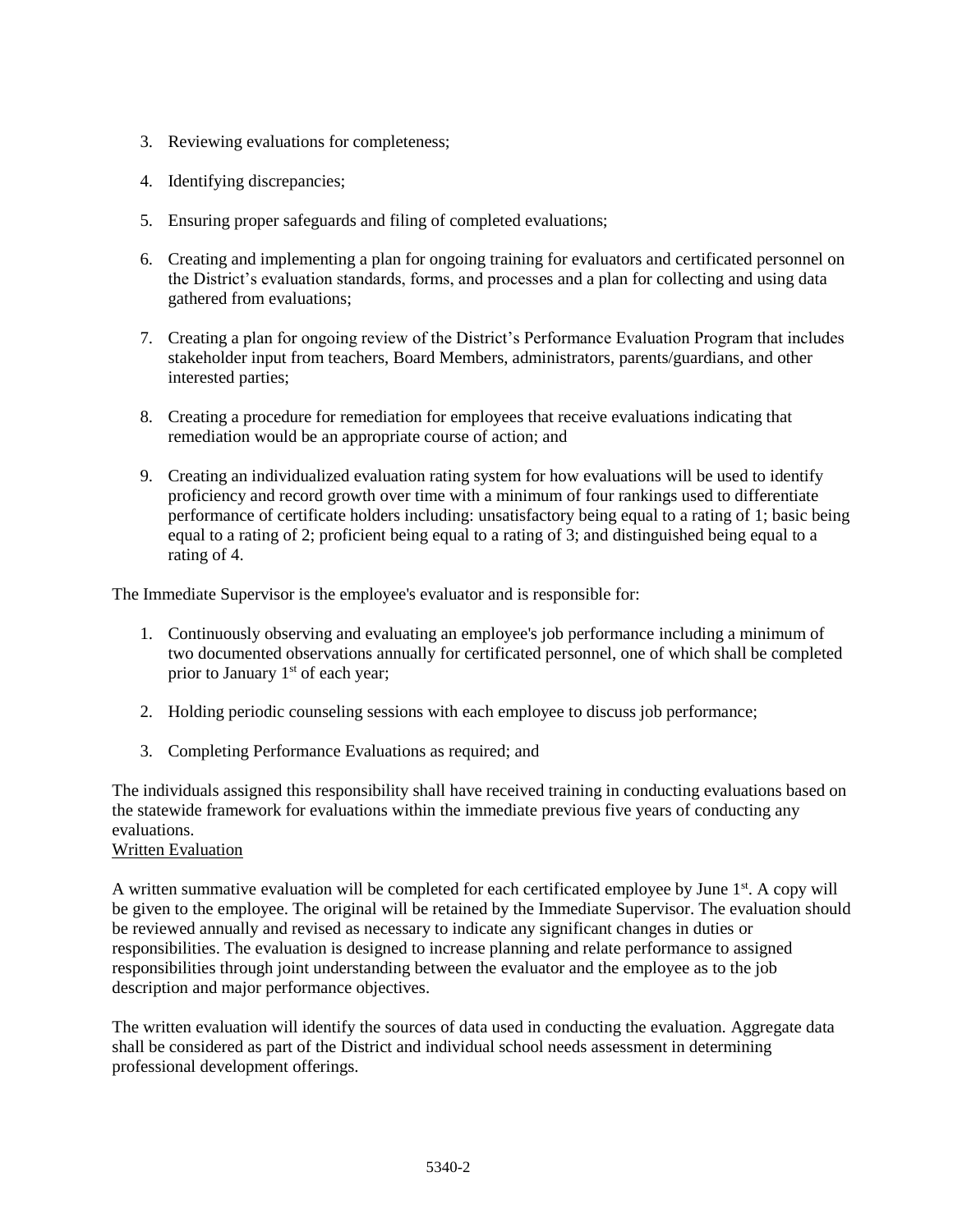3. Reviewing evaluations for completeness;

4. Identifying discrepancies;

5. Ensuring proper safeguards and filing of completed evaluations;

6. Creating and implementing a plan for ongoing training for evaluators and certificated personnel on the District's evaluation standards, forms, and processes and a plan for collecting and using data gathered from evaluations;

7. Creating a plan for ongoing review of the District's Performance Evaluation Program that includes stakeholder input from teachers, Board Members, administrators, parents/guardians, and other interested parties;

8. Creating a procedure for remediation for employees that receive evaluations indicating that remediation would be an appropriate course of action; and

9. Creating an individualized evaluation rating system for how evaluations will be used to identify proficiency and record growth over time with a minimum of four rankings used to differentiate performance of certificate holders including: unsatisfactory being equal to a rating of 1; basic being equal to a rating of 2; proficient being equal to a rating of 3; and distinguished being equal to a rating of 4.

The Immediate Supervisor is the employee's evaluator and is responsible for:

1. Continuously observing and evaluating an employee's job performance including a minimum of two documented observations annually for certificated personnel, one of which shall be completed prior to January 1st of each year;

2. Holding periodic counseling sessions with each employee to discuss job performance;

3. Completing Performance Evaluations as required; and

The individuals assigned this responsibility shall have received training in conducting evaluations based on the statewide framework for evaluations within the immediate previous five years of conducting any evaluations.

<u>Written Evaluation</u>

A written summative evaluation will be completed for each certificated employee by June 1st. A copy will be given to the employee. The original will be retained by the Immediate Supervisor. The evaluation should be reviewed annually and revised as necessary to indicate any significant changes in duties or responsibilities. The evaluation is designed to increase planning and relate performance to assigned responsibilities through joint understanding between the evaluator and the employee as to the job description and major performance objectives.

The written evaluation will identify the sources of data used in conducting the evaluation. Aggregate data shall be considered as part of the District and individual school needs assessment in determining professional development offerings.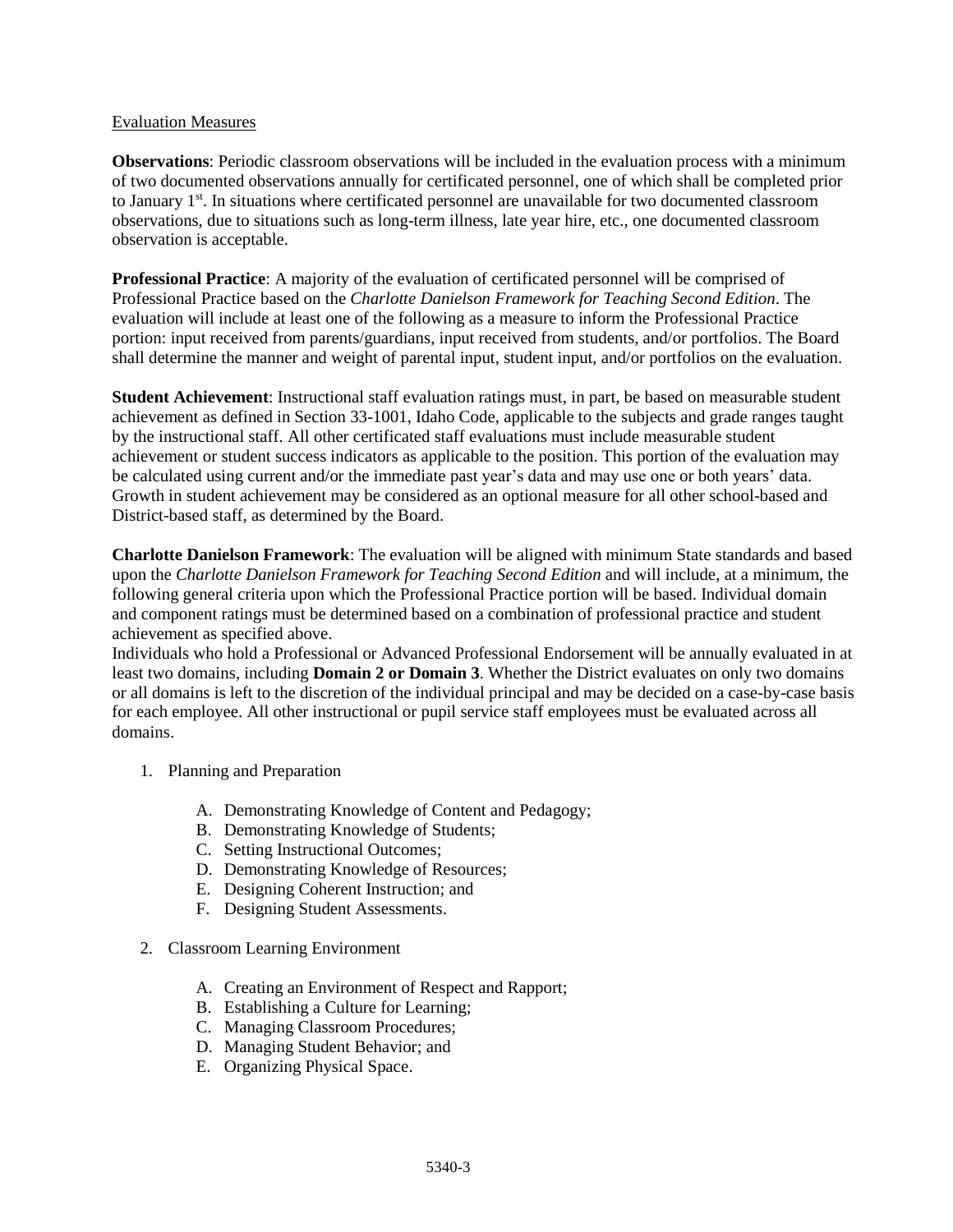Evaluation Measures

**Observations**: Periodic classroom observations will be included in the evaluation process with a minimum of two documented observations annually for certificated personnel, one of which shall be completed prior to January 1st. In situations where certificated personnel are unavailable for two documented classroom observations, due to situations such as long-term illness, late year hire, etc., one documented classroom observation is acceptable.

**Professional Practice**: A majority of the evaluation of certificated personnel will be comprised of Professional Practice based on the *Charlotte Danielson Framework for Teaching Second Edition*. The evaluation will include at least one of the following as a measure to inform the Professional Practice portion: input received from parents/guardians, input received from students, and/or portfolios. The Board shall determine the manner and weight of parental input, student input, and/or portfolios on the evaluation.

**Student Achievement**: Instructional staff evaluation ratings must, in part, be based on measurable student achievement as defined in Section 33-1001, Idaho Code, applicable to the subjects and grade ranges taught by the instructional staff. All other certificated staff evaluations must include measurable student achievement or student success indicators as applicable to the position. This portion of the evaluation may be calculated using current and/or the immediate past year's data and may use one or both years' data. Growth in student achievement may be considered as an optional measure for all other school-based and District-based staff, as determined by the Board.

**Charlotte Danielson Framework**: The evaluation will be aligned with minimum State standards and based upon the *Charlotte Danielson Framework for Teaching Second Edition* and will include, at a minimum, the following general criteria upon which the Professional Practice portion will be based. Individual domain and component ratings must be determined based on a combination of professional practice and student achievement as specified above.
Individuals who hold a Professional or Advanced Professional Endorsement will be annually evaluated in at least two domains, including **Domain 2 or Domain 3**. Whether the District evaluates on only two domains or all domains is left to the discretion of the individual principal and may be decided on a case-by-case basis for each employee. All other instructional or pupil service staff employees must be evaluated across all domains.

1. Planning and Preparation

    A. Demonstrating Knowledge of Content and Pedagogy;
    B. Demonstrating Knowledge of Students;
    C. Setting Instructional Outcomes;
    D. Demonstrating Knowledge of Resources;
    E. Designing Coherent Instruction; and
    F. Designing Student Assessments.

2. Classroom Learning Environment

    A. Creating an Environment of Respect and Rapport;
    B. Establishing a Culture for Learning;
    C. Managing Classroom Procedures;
    D. Managing Student Behavior; and
    E. Organizing Physical Space.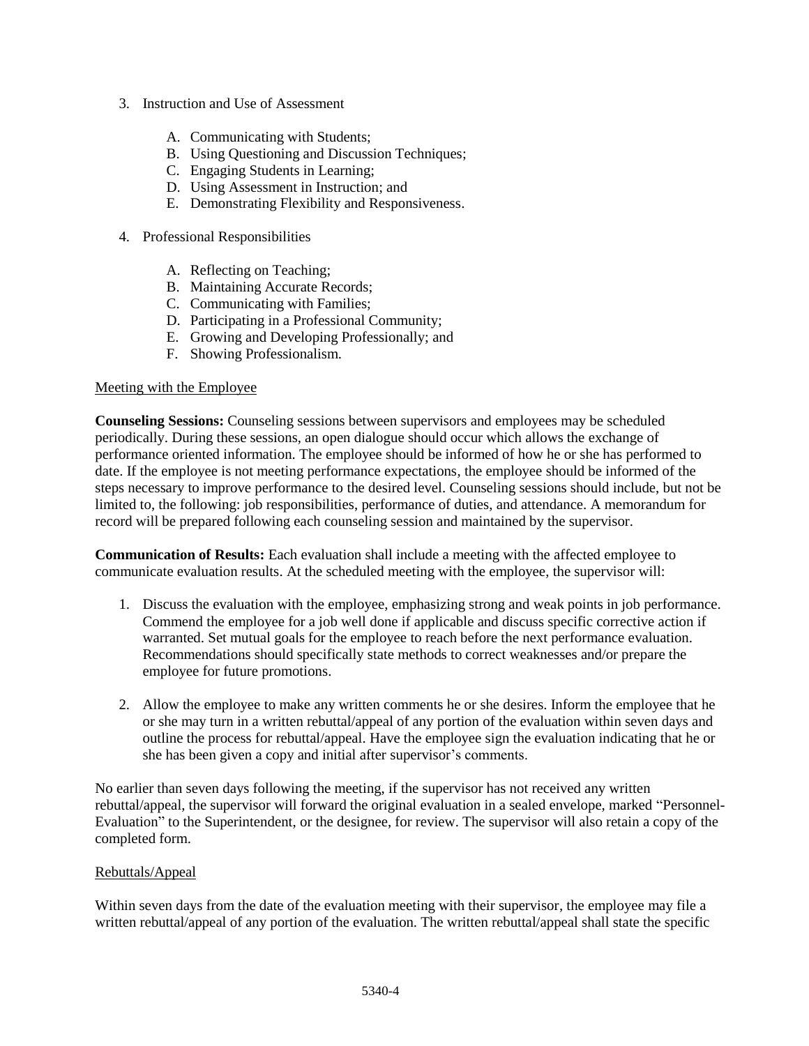3. Instruction and Use of Assessment

    A. Communicating with Students;
    B. Using Questioning and Discussion Techniques;
    C. Engaging Students in Learning;
    D. Using Assessment in Instruction; and
    E. Demonstrating Flexibility and Responsiveness.

4. Professional Responsibilities

    A. Reflecting on Teaching;
    B. Maintaining Accurate Records;
    C. Communicating with Families;
    D. Participating in a Professional Community;
    E. Growing and Developing Professionally; and
    F. Showing Professionalism.

Meeting with the Employee

**Counseling Sessions:** Counseling sessions between supervisors and employees may be scheduled periodically. During these sessions, an open dialogue should occur which allows the exchange of performance oriented information. The employee should be informed of how he or she has performed to date. If the employee is not meeting performance expectations, the employee should be informed of the steps necessary to improve performance to the desired level. Counseling sessions should include, but not be limited to, the following: job responsibilities, performance of duties, and attendance. A memorandum for record will be prepared following each counseling session and maintained by the supervisor.

**Communication of Results:** Each evaluation shall include a meeting with the affected employee to communicate evaluation results. At the scheduled meeting with the employee, the supervisor will:

1. Discuss the evaluation with the employee, emphasizing strong and weak points in job performance. Commend the employee for a job well done if applicable and discuss specific corrective action if warranted. Set mutual goals for the employee to reach before the next performance evaluation. Recommendations should specifically state methods to correct weaknesses and/or prepare the employee for future promotions.

2. Allow the employee to make any written comments he or she desires. Inform the employee that he or she may turn in a written rebuttal/appeal of any portion of the evaluation within seven days and outline the process for rebuttal/appeal. Have the employee sign the evaluation indicating that he or she has been given a copy and initial after supervisor's comments.

No earlier than seven days following the meeting, if the supervisor has not received any written rebuttal/appeal, the supervisor will forward the original evaluation in a sealed envelope, marked "Personnel-Evaluation" to the Superintendent, or the designee, for review. The supervisor will also retain a copy of the completed form.

Rebuttals/Appeal

Within seven days from the date of the evaluation meeting with their supervisor, the employee may file a written rebuttal/appeal of any portion of the evaluation. The written rebuttal/appeal shall state the specific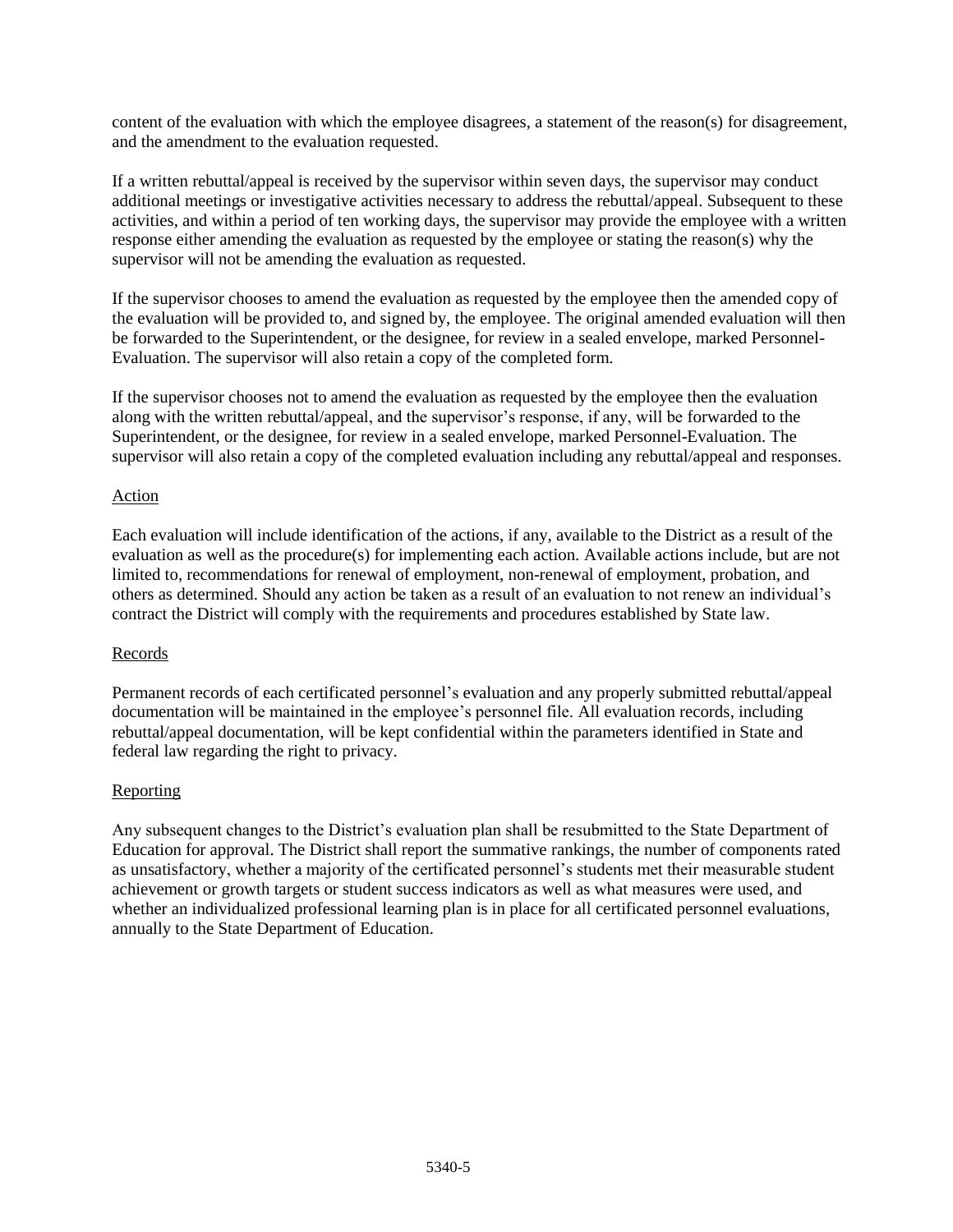content of the evaluation with which the employee disagrees, a statement of the reason(s) for disagreement, and the amendment to the evaluation requested.

If a written rebuttal/appeal is received by the supervisor within seven days, the supervisor may conduct additional meetings or investigative activities necessary to address the rebuttal/appeal. Subsequent to these activities, and within a period of ten working days, the supervisor may provide the employee with a written response either amending the evaluation as requested by the employee or stating the reason(s) why the supervisor will not be amending the evaluation as requested.

If the supervisor chooses to amend the evaluation as requested by the employee then the amended copy of the evaluation will be provided to, and signed by, the employee. The original amended evaluation will then be forwarded to the Superintendent, or the designee, for review in a sealed envelope, marked Personnel-Evaluation. The supervisor will also retain a copy of the completed form.

If the supervisor chooses not to amend the evaluation as requested by the employee then the evaluation along with the written rebuttal/appeal, and the supervisor's response, if any, will be forwarded to the Superintendent, or the designee, for review in a sealed envelope, marked Personnel-Evaluation. The supervisor will also retain a copy of the completed evaluation including any rebuttal/appeal and responses.

## Action

Each evaluation will include identification of the actions, if any, available to the District as a result of the evaluation as well as the procedure(s) for implementing each action. Available actions include, but are not limited to, recommendations for renewal of employment, non-renewal of employment, probation, and others as determined. Should any action be taken as a result of an evaluation to not renew an individual's contract the District will comply with the requirements and procedures established by State law.

## Records

Permanent records of each certificated personnel's evaluation and any properly submitted rebuttal/appeal documentation will be maintained in the employee's personnel file. All evaluation records, including rebuttal/appeal documentation, will be kept confidential within the parameters identified in State and federal law regarding the right to privacy.

## Reporting

Any subsequent changes to the District's evaluation plan shall be resubmitted to the State Department of Education for approval. The District shall report the summative rankings, the number of components rated as unsatisfactory, whether a majority of the certificated personnel's students met their measurable student achievement or growth targets or student success indicators as well as what measures were used, and whether an individualized professional learning plan is in place for all certificated personnel evaluations, annually to the State Department of Education.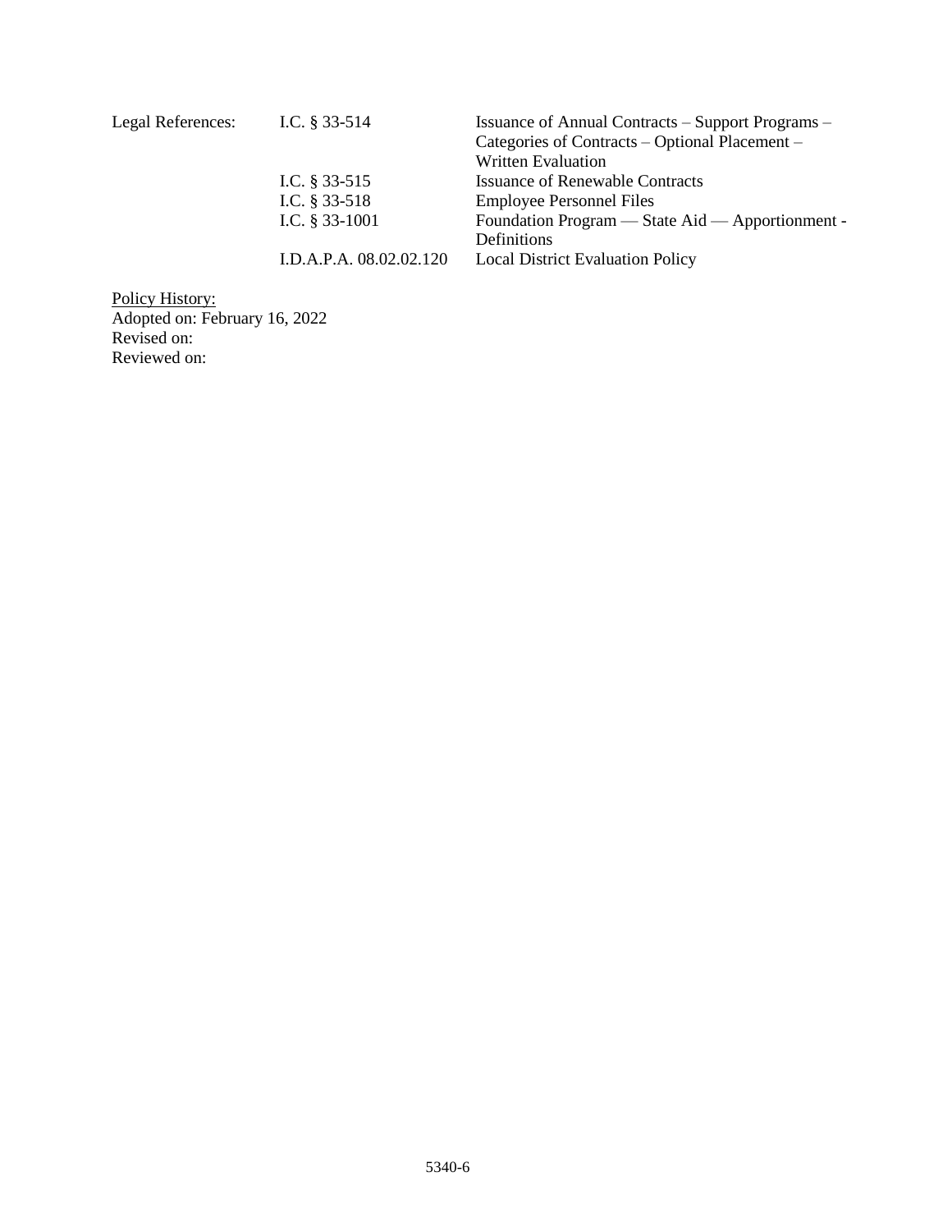| | | |
|---|---|---|
| Legal References: | I.C. § 33-514 | Issuance of Annual Contracts – Support Programs – Categories of Contracts – Optional Placement – Written Evaluation |
| | I.C. § 33-515 | Issuance of Renewable Contracts |
| | I.C. § 33-518 | Employee Personnel Files |
| | I.C. § 33-1001 | Foundation Program — State Aid — Apportionment - Definitions |
| | I.D.A.P.A. 08.02.02.120 | Local District Evaluation Policy |

Policy History:
Adopted on: February 16, 2022
Revised on:
Reviewed on: